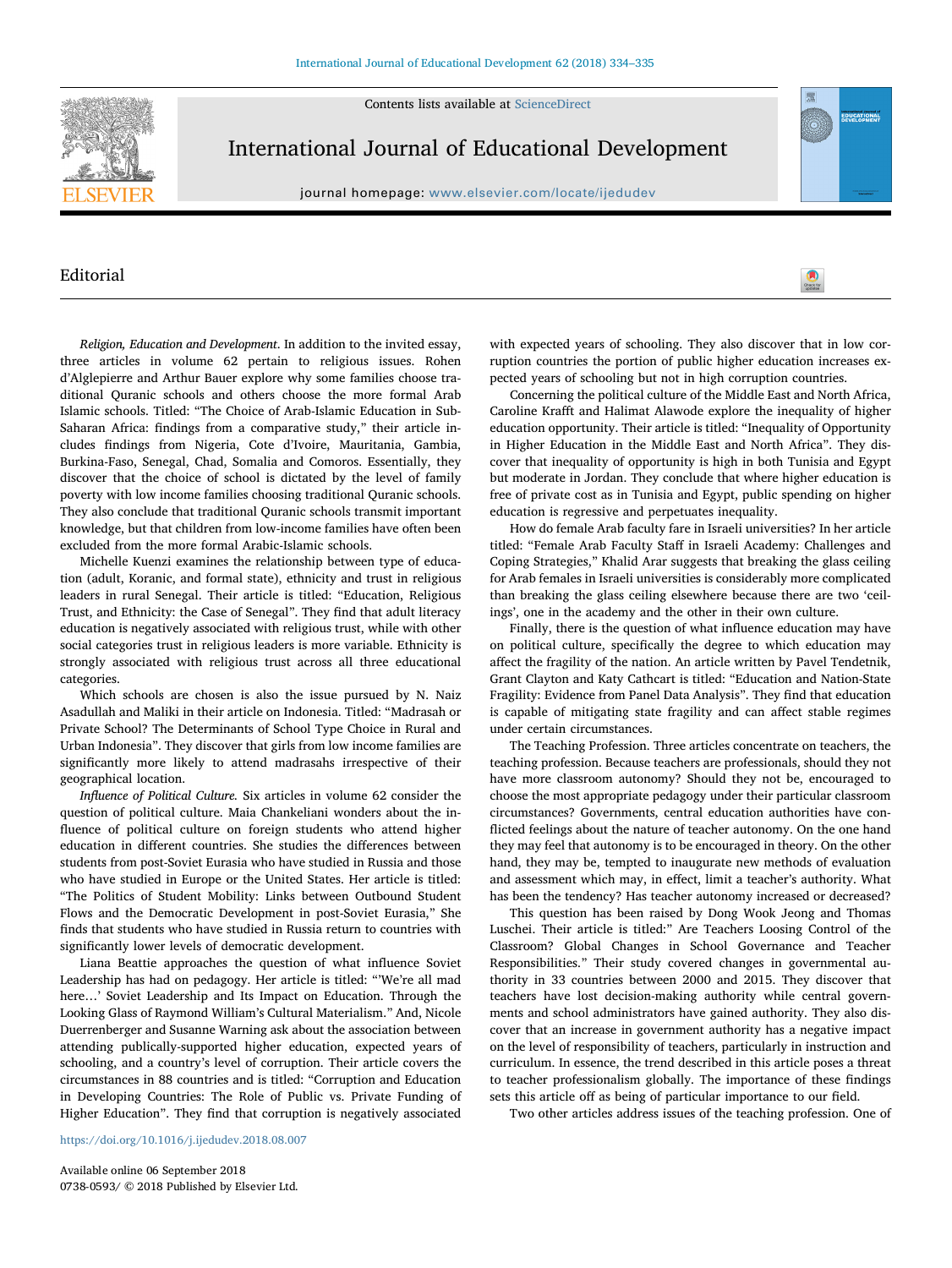Contents lists available at ScienceDirect

# International Journal of Educational Development

journal homepage: www.elsevier.com/locate/ijedudev

## Editorial

*Religion, Education and Development*. In addition to the invited essay, three articles in volume 62 pertain to religious issues. Rohen d'Alglepierre and Arthur Bauer explore why some families choose traditional Quranic schools and others choose the more formal Arab Islamic schools. Titled: "The Choice of Arab-Islamic Education in Sub-Saharan Africa: findings from a comparative study," their article includes findings from Nigeria, Cote d'Ivoire, Mauritania, Gambia, Burkina-Faso, Senegal, Chad, Somalia and Comoros. Essentially, they discover that the choice of school is dictated by the level of family poverty with low income families choosing traditional Quranic schools. They also conclude that traditional Quranic schools transmit important knowledge, but that children from low-income families have often been excluded from the more formal Arabic-Islamic schools.

Michelle Kuenzi examines the relationship between type of education (adult, Koranic, and formal state), ethnicity and trust in religious leaders in rural Senegal. Their article is titled: "Education, Religious Trust, and Ethnicity: the Case of Senegal". They find that adult literacy education is negatively associated with religious trust, while with other social categories trust in religious leaders is more variable. Ethnicity is strongly associated with religious trust across all three educational categories.

Which schools are chosen is also the issue pursued by N. Naiz Asadullah and Maliki in their article on Indonesia. Titled: "Madrasah or Private School? The Determinants of School Type Choice in Rural and Urban Indonesia". They discover that girls from low income families are significantly more likely to attend madrasahs irrespective of their geographical location.

*Influence of Political Culture.* Six articles in volume 62 consider the question of political culture. Maia Chankeliani wonders about the influence of political culture on foreign students who attend higher education in different countries. She studies the differences between students from post-Soviet Eurasia who have studied in Russia and those who have studied in Europe or the United States. Her article is titled: "The Politics of Student Mobility: Links between Outbound Student Flows and the Democratic Development in post-Soviet Eurasia," She finds that students who have studied in Russia return to countries with significantly lower levels of democratic development.

Liana Beattie approaches the question of what influence Soviet Leadership has had on pedagogy. Her article is titled: "'We're all mad here…' Soviet Leadership and Its Impact on Education. Through the Looking Glass of Raymond William's Cultural Materialism." And, Nicole Duerrenberger and Susanne Warning ask about the association between attending publically-supported higher education, expected years of schooling, and a country's level of corruption. Their article covers the circumstances in 88 countries and is titled: "Corruption and Education in Developing Countries: The Role of Public vs. Private Funding of Higher Education". They find that corruption is negatively associated with expected years of schooling. They also discover that in low corruption countries the portion of public higher education increases expected years of schooling but not in high corruption countries.

Concerning the political culture of the Middle East and North Africa, Caroline Krafft and Halimat Alawode explore the inequality of higher education opportunity. Their article is titled: "Inequality of Opportunity in Higher Education in the Middle East and North Africa". They discover that inequality of opportunity is high in both Tunisia and Egypt but moderate in Jordan. They conclude that where higher education is free of private cost as in Tunisia and Egypt, public spending on higher education is regressive and perpetuates inequality.

How do female Arab faculty fare in Israeli universities? In her article titled: "Female Arab Faculty Staff in Israeli Academy: Challenges and Coping Strategies," Khalid Arar suggests that breaking the glass ceiling for Arab females in Israeli universities is considerably more complicated than breaking the glass ceiling elsewhere because there are two 'ceilings', one in the academy and the other in their own culture.

Finally, there is the question of what influence education may have on political culture, specifically the degree to which education may affect the fragility of the nation. An article written by Pavel Tendetnik, Grant Clayton and Katy Cathcart is titled: "Education and Nation-State Fragility: Evidence from Panel Data Analysis". They find that education is capable of mitigating state fragility and can affect stable regimes under certain circumstances.

The Teaching Profession. Three articles concentrate on teachers, the teaching profession. Because teachers are professionals, should they not have more classroom autonomy? Should they not be, encouraged to choose the most appropriate pedagogy under their particular classroom circumstances? Governments, central education authorities have conflicted feelings about the nature of teacher autonomy. On the one hand they may feel that autonomy is to be encouraged in theory. On the other hand, they may be, tempted to inaugurate new methods of evaluation and assessment which may, in effect, limit a teacher's authority. What has been the tendency? Has teacher autonomy increased or decreased?

This question has been raised by Dong Wook Jeong and Thomas Luschei. Their article is titled:" Are Teachers Loosing Control of the Classroom? Global Changes in School Governance and Teacher Responsibilities." Their study covered changes in governmental authority in 33 countries between 2000 and 2015. They discover that teachers have lost decision-making authority while central governments and school administrators have gained authority. They also discover that an increase in government authority has a negative impact on the level of responsibility of teachers, particularly in instruction and curriculum. In essence, the trend described in this article poses a threat to teacher professionalism globally. The importance of these findings sets this article off as being of particular importance to our field.

Two other articles address issues of the teaching profession. One of

https://doi.org/10.1016/j.ijedudev.2018.08.007

Available online 06 September 2018
0738-0593/ © 2018 Published by Elsevier Ltd.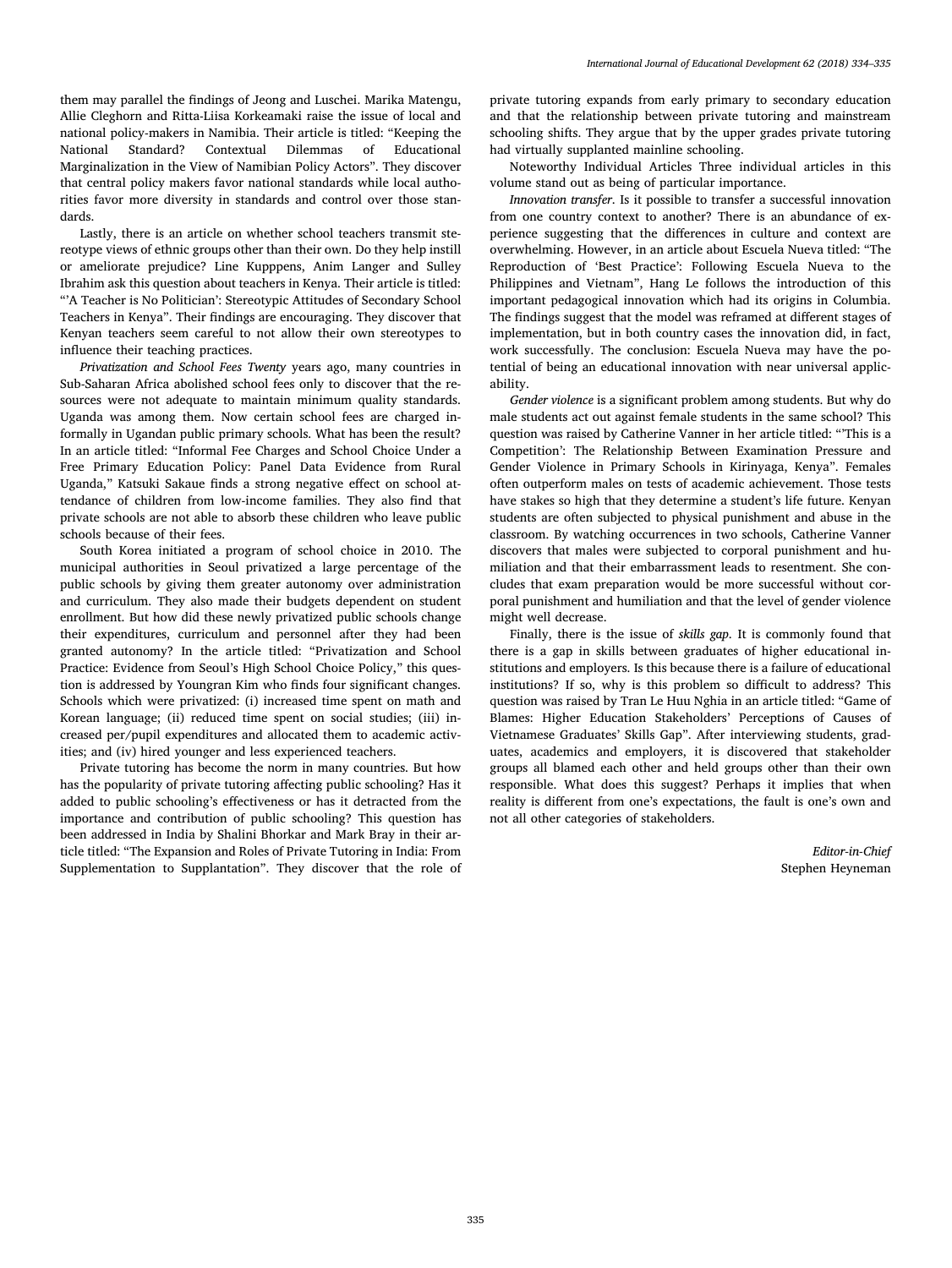them may parallel the findings of Jeong and Luschei. Marika Matengu, Allie Cleghorn and Ritta-Liisa Korkeamaki raise the issue of local and national policy-makers in Namibia. Their article is titled: "Keeping the National Standard? Contextual Dilemmas of Educational Marginalization in the View of Namibian Policy Actors". They discover that central policy makers favor national standards while local authorities favor more diversity in standards and control over those standards.

Lastly, there is an article on whether school teachers transmit stereotype views of ethnic groups other than their own. Do they help instill or ameliorate prejudice? Line Kupppens, Anim Langer and Sulley Ibrahim ask this question about teachers in Kenya. Their article is titled: "'A Teacher is No Politician': Stereotypic Attitudes of Secondary School Teachers in Kenya". Their findings are encouraging. They discover that Kenyan teachers seem careful to not allow their own stereotypes to influence their teaching practices.

*Privatization and School Fees Twenty* years ago, many countries in Sub-Saharan Africa abolished school fees only to discover that the resources were not adequate to maintain minimum quality standards. Uganda was among them. Now certain school fees are charged informally in Ugandan public primary schools. What has been the result? In an article titled: "Informal Fee Charges and School Choice Under a Free Primary Education Policy: Panel Data Evidence from Rural Uganda," Katsuki Sakaue finds a strong negative effect on school attendance of children from low-income families. They also find that private schools are not able to absorb these children who leave public schools because of their fees.

South Korea initiated a program of school choice in 2010. The municipal authorities in Seoul privatized a large percentage of the public schools by giving them greater autonomy over administration and curriculum. They also made their budgets dependent on student enrollment. But how did these newly privatized public schools change their expenditures, curriculum and personnel after they had been granted autonomy? In the article titled: "Privatization and School Practice: Evidence from Seoul's High School Choice Policy," this question is addressed by Youngran Kim who finds four significant changes. Schools which were privatized: (i) increased time spent on math and Korean language; (ii) reduced time spent on social studies; (iii) increased per/pupil expenditures and allocated them to academic activities; and (iv) hired younger and less experienced teachers.

Private tutoring has become the norm in many countries. But how has the popularity of private tutoring affecting public schooling? Has it added to public schooling's effectiveness or has it detracted from the importance and contribution of public schooling? This question has been addressed in India by Shalini Bhorkar and Mark Bray in their article titled: "The Expansion and Roles of Private Tutoring in India: From Supplementation to Supplantation". They discover that the role of private tutoring expands from early primary to secondary education and that the relationship between private tutoring and mainstream schooling shifts. They argue that by the upper grades private tutoring had virtually supplanted mainline schooling.

Noteworthy Individual Articles Three individual articles in this volume stand out as being of particular importance.

*Innovation transfer*. Is it possible to transfer a successful innovation from one country context to another? There is an abundance of experience suggesting that the differences in culture and context are overwhelming. However, in an article about Escuela Nueva titled: "The Reproduction of 'Best Practice': Following Escuela Nueva to the Philippines and Vietnam", Hang Le follows the introduction of this important pedagogical innovation which had its origins in Columbia. The findings suggest that the model was reframed at different stages of implementation, but in both country cases the innovation did, in fact, work successfully. The conclusion: Escuela Nueva may have the potential of being an educational innovation with near universal applicability.

*Gender violence* is a significant problem among students. But why do male students act out against female students in the same school? This question was raised by Catherine Vanner in her article titled: "'This is a Competition': The Relationship Between Examination Pressure and Gender Violence in Primary Schools in Kirinyaga, Kenya". Females often outperform males on tests of academic achievement. Those tests have stakes so high that they determine a student's life future. Kenyan students are often subjected to physical punishment and abuse in the classroom. By watching occurrences in two schools, Catherine Vanner discovers that males were subjected to corporal punishment and humiliation and that their embarrassment leads to resentment. She concludes that exam preparation would be more successful without corporal punishment and humiliation and that the level of gender violence might well decrease.

Finally, there is the issue of *skills gap*. It is commonly found that there is a gap in skills between graduates of higher educational institutions and employers. Is this because there is a failure of educational institutions? If so, why is this problem so difficult to address? This question was raised by Tran Le Huu Nghia in an article titled: "Game of Blames: Higher Education Stakeholders' Perceptions of Causes of Vietnamese Graduates' Skills Gap". After interviewing students, graduates, academics and employers, it is discovered that stakeholder groups all blamed each other and held groups other than their own responsible. What does this suggest? Perhaps it implies that when reality is different from one's expectations, the fault is one's own and not all other categories of stakeholders.

*Editor-in-Chief*
Stephen Heyneman